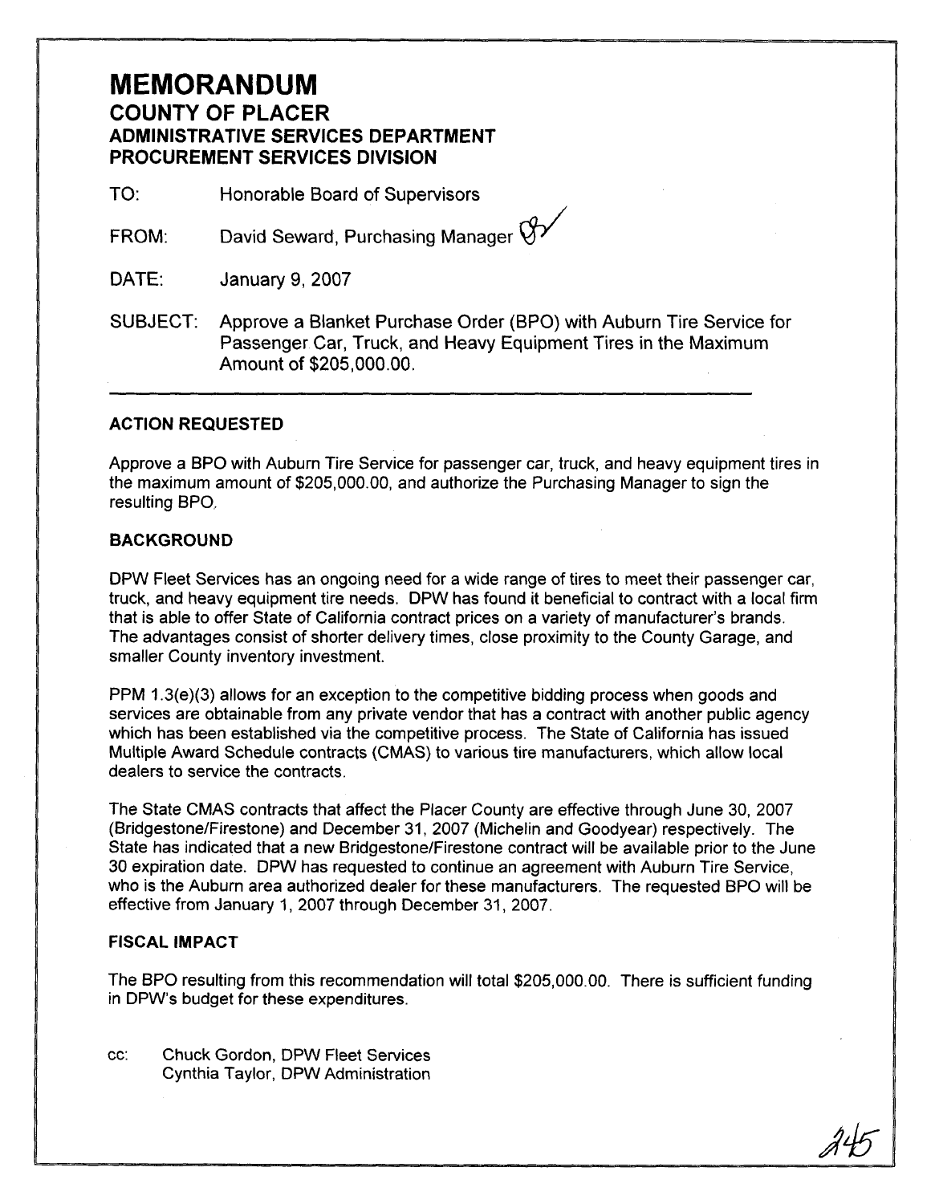# MEMORANDUM

## COUNTY OF PLACER
## ADMINISTRATIVE SERVICES DEPARTMENT
## PROCUREMENT SERVICES DIVISION

TO: Honorable Board of Supervisors

FROM: David Seward, Purchasing Manager

DATE: January 9, 2007

SUBJECT: Approve a Blanket Purchase Order (BPO) with Auburn Tire Service for Passenger Car, Truck, and Heavy Equipment Tires in the Maximum Amount of $205,000.00.

---

### ACTION REQUESTED

Approve a BPO with Auburn Tire Service for passenger car, truck, and heavy equipment tires in the maximum amount of $205,000.00, and authorize the Purchasing Manager to sign the resulting BPO.

### BACKGROUND

DPW Fleet Services has an ongoing need for a wide range of tires to meet their passenger car, truck, and heavy equipment tire needs. DPW has found it beneficial to contract with a local firm that is able to offer State of California contract prices on a variety of manufacturer's brands. The advantages consist of shorter delivery times, close proximity to the County Garage, and smaller County inventory investment.

PPM 1.3(e)(3) allows for an exception to the competitive bidding process when goods and services are obtainable from any private vendor that has a contract with another public agency which has been established via the competitive process. The State of California has issued Multiple Award Schedule contracts (CMAS) to various tire manufacturers, which allow local dealers to service the contracts.

The State CMAS contracts that affect the Placer County are effective through June 30, 2007 (Bridgestone/Firestone) and December 31, 2007 (Michelin and Goodyear) respectively. The State has indicated that a new Bridgestone/Firestone contract will be available prior to the June 30 expiration date. DPW has requested to continue an agreement with Auburn Tire Service, who is the Auburn area authorized dealer for these manufacturers. The requested BPO will be effective from January 1, 2007 through December 31, 2007.

### FISCAL IMPACT

The BPO resulting from this recommendation will total $205,000.00. There is sufficient funding in DPW's budget for these expenditures.

cc: Chuck Gordon, DPW Fleet Services
Cynthia Taylor, DPW Administration